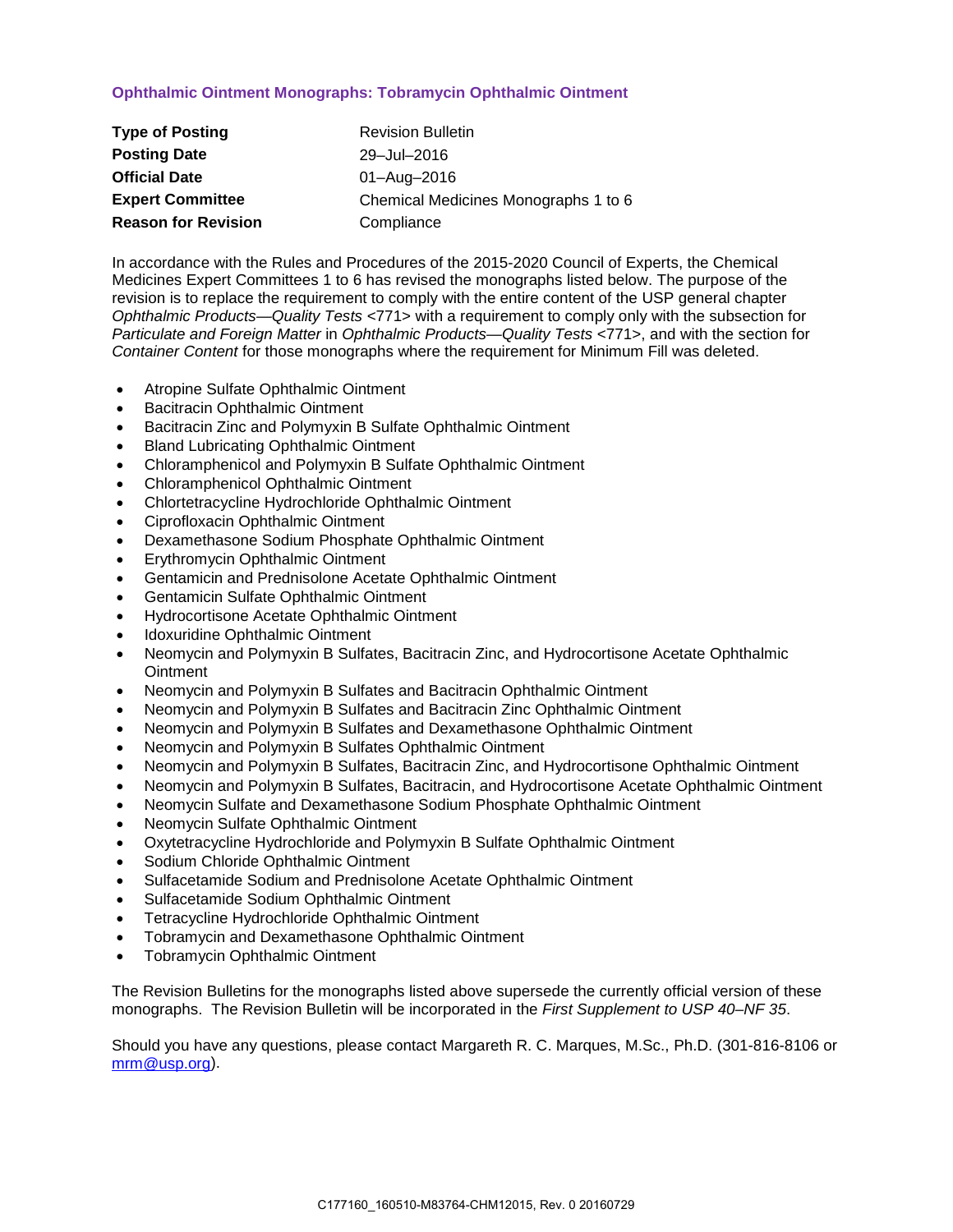## Ophthalmic Ointment Monographs: Tobramycin Ophthalmic Ointment

| | |
|---|---|
| **Type of Posting** | Revision Bulletin |
| **Posting Date** | 29–Jul–2016 |
| **Official Date** | 01–Aug–2016 |
| **Expert Committee** | Chemical Medicines Monographs 1 to 6 |
| **Reason for Revision** | Compliance |

In accordance with the Rules and Procedures of the 2015-2020 Council of Experts, the Chemical Medicines Expert Committees 1 to 6 has revised the monographs listed below. The purpose of the revision is to replace the requirement to comply with the entire content of the USP general chapter *Ophthalmic Products—Quality Tests* <771> with a requirement to comply only with the subsection for *Particulate and Foreign Matter* in *Ophthalmic Products—Quality Tests* <771>, and with the section for *Container Content* for those monographs where the requirement for Minimum Fill was deleted.

- Atropine Sulfate Ophthalmic Ointment
- Bacitracin Ophthalmic Ointment
- Bacitracin Zinc and Polymyxin B Sulfate Ophthalmic Ointment
- Bland Lubricating Ophthalmic Ointment
- Chloramphenicol and Polymyxin B Sulfate Ophthalmic Ointment
- Chloramphenicol Ophthalmic Ointment
- Chlortetracycline Hydrochloride Ophthalmic Ointment
- Ciprofloxacin Ophthalmic Ointment
- Dexamethasone Sodium Phosphate Ophthalmic Ointment
- Erythromycin Ophthalmic Ointment
- Gentamicin and Prednisolone Acetate Ophthalmic Ointment
- Gentamicin Sulfate Ophthalmic Ointment
- Hydrocortisone Acetate Ophthalmic Ointment
- Idoxuridine Ophthalmic Ointment
- Neomycin and Polymyxin B Sulfates, Bacitracin Zinc, and Hydrocortisone Acetate Ophthalmic Ointment
- Neomycin and Polymyxin B Sulfates and Bacitracin Ophthalmic Ointment
- Neomycin and Polymyxin B Sulfates and Bacitracin Zinc Ophthalmic Ointment
- Neomycin and Polymyxin B Sulfates and Dexamethasone Ophthalmic Ointment
- Neomycin and Polymyxin B Sulfates Ophthalmic Ointment
- Neomycin and Polymyxin B Sulfates, Bacitracin Zinc, and Hydrocortisone Ophthalmic Ointment
- Neomycin and Polymyxin B Sulfates, Bacitracin, and Hydrocortisone Acetate Ophthalmic Ointment
- Neomycin Sulfate and Dexamethasone Sodium Phosphate Ophthalmic Ointment
- Neomycin Sulfate Ophthalmic Ointment
- Oxytetracycline Hydrochloride and Polymyxin B Sulfate Ophthalmic Ointment
- Sodium Chloride Ophthalmic Ointment
- Sulfacetamide Sodium and Prednisolone Acetate Ophthalmic Ointment
- Sulfacetamide Sodium Ophthalmic Ointment
- Tetracycline Hydrochloride Ophthalmic Ointment
- Tobramycin and Dexamethasone Ophthalmic Ointment
- Tobramycin Ophthalmic Ointment

The Revision Bulletins for the monographs listed above supersede the currently official version of these monographs. The Revision Bulletin will be incorporated in the *First Supplement to USP 40–NF 35*.

Should you have any questions, please contact Margareth R. C. Marques, M.Sc., Ph.D. (301-816-8106 or mrm@usp.org).

C177160_160510-M83764-CHM12015, Rev. 0 20160729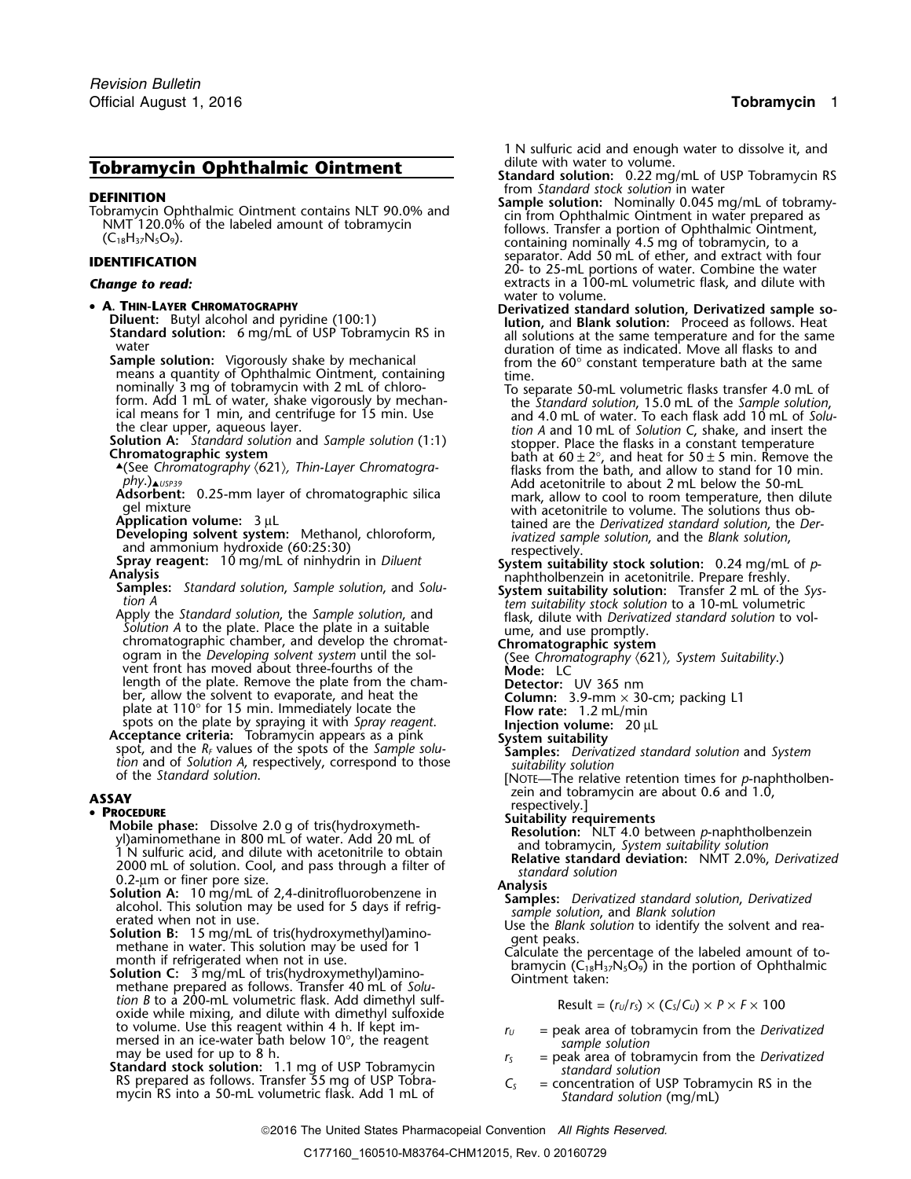# Tobramycin Ophthalmic Ointment

**DEFINITION**

Tobramycin Ophthalmic Ointment contains NLT 90.0% and NMT 120.0% of the labeled amount of tobramycin ($C_{18}H_{37}N_5O_9$).

**IDENTIFICATION**

***Change to read:***

- **A. Thin-Layer Chromatography**

  **Diluent:** Butyl alcohol and pyridine (100:1)

  **Standard solution:** 6 mg/mL of USP Tobramycin RS in water

  **Sample solution:** Vigorously shake by mechanical means a quantity of Ophthalmic Ointment, containing nominally 3 mg of tobramycin with 2 mL of chloroform. Add 1 mL of water, shake vigorously by mechanical means for 1 min, and centrifuge for 15 min. Use the clear upper, aqueous layer.

  **Solution A:** *Standard solution* and *Sample solution* (1:1)

  **Chromatographic system**

  ▲(See *Chromatography* ⟨621⟩*, Thin-Layer Chromatography*.)▲*USP39*

  **Adsorbent:** 0.25-mm layer of chromatographic silica gel mixture

  **Application volume:** 3 µL

  **Developing solvent system:** Methanol, chloroform, and ammonium hydroxide (60:25:30)

  **Spray reagent:** 10 mg/mL of ninhydrin in *Diluent*

  **Analysis**

  **Samples:** *Standard solution*, *Sample solution*, and *Solution A*

  Apply the *Standard solution*, the *Sample solution*, and *Solution A* to the plate. Place the plate in a suitable chromatographic chamber, and develop the chromatogram in the *Developing solvent system* until the solvent front has moved about three-fourths of the length of the plate. Remove the plate from the chamber, allow the solvent to evaporate, and heat the plate at 110° for 15 min. Immediately locate the spots on the plate by spraying it with *Spray reagent.*

  **Acceptance criteria:** Tobramycin appears as a pink spot, and the $R_F$ values of the spots of the *Sample solution* and of *Solution A*, respectively, correspond to those of the *Standard solution*.

**ASSAY**

- **Procedure**

  **Mobile phase:** Dissolve 2.0 g of tris(hydroxymethyl)aminomethane in 800 mL of water. Add 20 mL of 1 N sulfuric acid, and dilute with acetonitrile to obtain 2000 mL of solution. Cool, and pass through a filter of 0.2-µm or finer pore size.

  **Solution A:** 10 mg/mL of 2,4-dinitrofluorobenzene in alcohol. This solution may be used for 5 days if refrigerated when not in use.

  **Solution B:** 15 mg/mL of tris(hydroxymethyl)aminomethane in water. This solution may be used for 1 month if refrigerated when not in use.

  **Solution C:** 3 mg/mL of tris(hydroxymethyl)aminomethane prepared as follows. Transfer 40 mL of *Solution B* to a 200-mL volumetric flask. Add dimethyl sulfoxide while mixing, and dilute with dimethyl sulfoxide to volume. Use this reagent within 4 h. If kept immersed in an ice-water bath below 10°, the reagent may be used for up to 8 h.

  **Standard stock solution:** 1.1 mg of USP Tobramycin RS prepared as follows. Transfer 55 mg of USP Tobramycin RS into a 50-mL volumetric flask. Add 1 mL of 1 N sulfuric acid and enough water to dissolve it, and dilute with water to volume.

  **Standard solution:** 0.22 mg/mL of USP Tobramycin RS from *Standard stock solution* in water

  **Sample solution:** Nominally 0.045 mg/mL of tobramycin from Ophthalmic Ointment in water prepared as follows. Transfer a portion of Ophthalmic Ointment, containing nominally 4.5 mg of tobramycin, to a separator. Add 50 mL of ether, and extract with four 20- to 25-mL portions of water. Combine the water extracts in a 100-mL volumetric flask, and dilute with water to volume.

  **Derivatized standard solution, Derivatized sample solution,** and **Blank solution:** Proceed as follows. Heat all solutions at the same temperature and for the same duration of time as indicated. Move all flasks to and from the 60° constant temperature bath at the same time.

  To separate 50-mL volumetric flasks transfer 4.0 mL of the *Standard solution*, 15.0 mL of the *Sample solution*, and 4.0 mL of water. To each flask add 10 mL of *Solution A* and 10 mL of *Solution C*, shake, and insert the stopper. Place the flasks in a constant temperature bath at 60 ± 2°, and heat for 50 ± 5 min. Remove the flasks from the bath, and allow to stand for 10 min. Add acetonitrile to about 2 mL below the 50-mL mark, allow to cool to room temperature, then dilute with acetonitrile to volume. The solutions thus obtained are the *Derivatized standard solution*, the *Derivatized sample solution*, and the *Blank solution*, respectively.

  **System suitability stock solution:** 0.24 mg/mL of *p*-naphtholbenzein in acetonitrile. Prepare freshly.

  **System suitability solution:** Transfer 2 mL of the *System suitability stock solution* to a 10-mL volumetric flask, dilute with *Derivatized standard solution* to volume, and use promptly.

  **Chromatographic system**

  (See *Chromatography* ⟨621⟩*, System Suitability*.)

  **Mode:** LC

  **Detector:** UV 365 nm

  **Column:** 3.9-mm × 30-cm; packing L1

  **Flow rate:** 1.2 mL/min

  **Injection volume:** 20 µL

  **System suitability**

  **Samples:** *Derivatized standard solution* and *System suitability solution*

  [Note—The relative retention times for *p*-naphtholbenzein and tobramycin are about 0.6 and 1.0, respectively.]

  **Suitability requirements**

  **Resolution:** NLT 4.0 between *p*-naphtholbenzein and tobramycin, *System suitability solution*

  **Relative standard deviation:** NMT 2.0%, *Derivatized standard solution*

  **Analysis**

  **Samples:** *Derivatized standard solution*, *Derivatized sample solution*, and *Blank solution*

  Use the *Blank solution* to identify the solvent and reagent peaks.

  Calculate the percentage of the labeled amount of tobramycin ($C_{18}H_{37}N_5O_9$) in the portion of Ophthalmic Ointment taken:

$$\text{Result} = (r_U/r_S) \times (C_S/C_U) \times P \times F \times 100$$

  $r_U$ = peak area of tobramycin from the *Derivatized sample solution*

  $r_S$ = peak area of tobramycin from the *Derivatized standard solution*

  $C_S$ = concentration of USP Tobramycin RS in the *Standard solution* (mg/mL)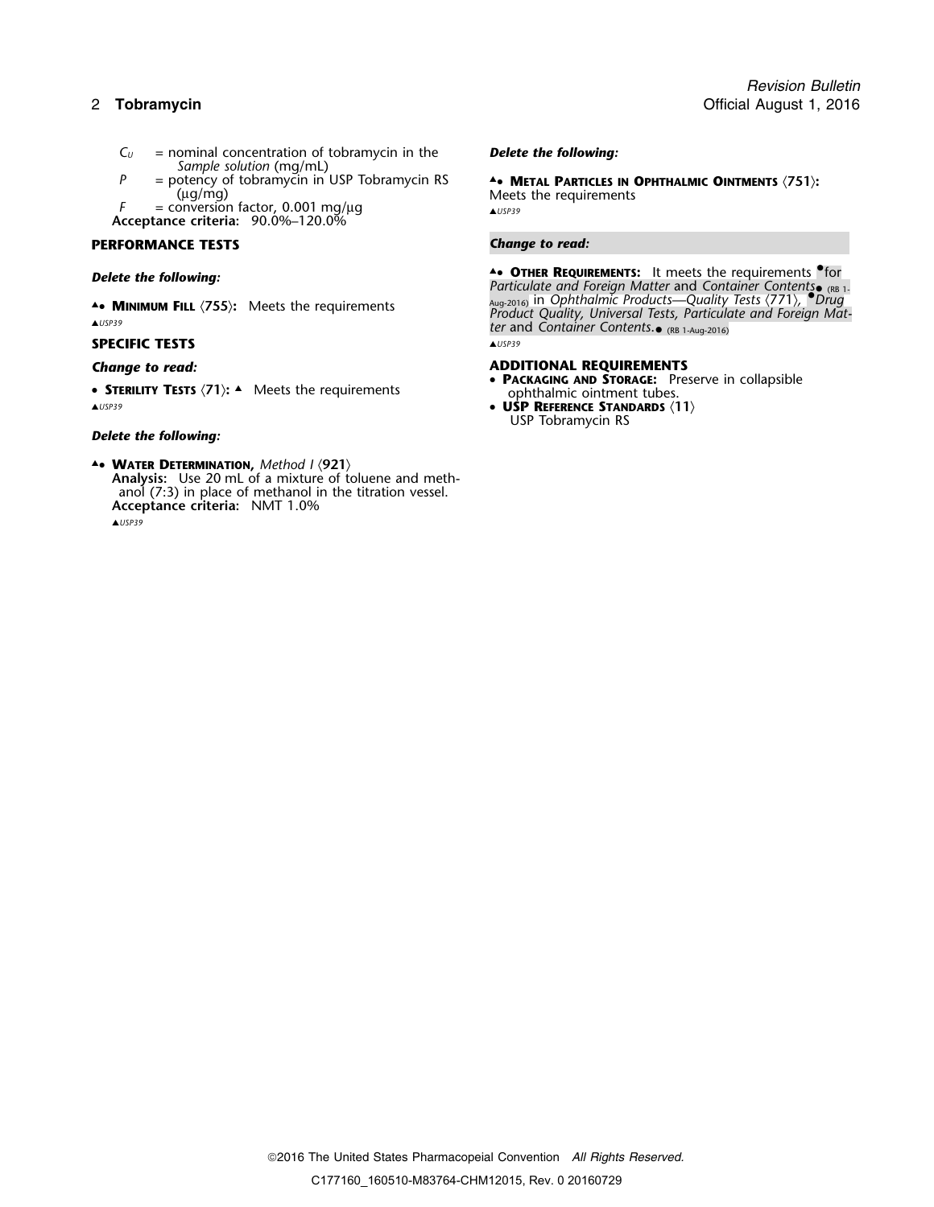$C_U$ = nominal concentration of tobramycin in the *Sample solution* (mg/mL)

$P$ = potency of tobramycin in USP Tobramycin RS (µg/mg)

$F$ = conversion factor, 0.001 mg/µg

**Acceptance criteria:** 90.0%–120.0%

**PERFORMANCE TESTS**

***Delete the following:***

▲• **MINIMUM FILL** ⟨755⟩: Meets the requirements
▲USP39

**SPECIFIC TESTS**

***Change to read:***

• **STERILITY TESTS** ⟨71⟩: ▲ Meets the requirements
▲USP39

***Delete the following:***

▲• **WATER DETERMINATION,** *Method I* ⟨921⟩

**Analysis:** Use 20 mL of a mixture of toluene and methanol (7:3) in place of methanol in the titration vessel.

**Acceptance criteria:** NMT 1.0%
▲USP39

***Delete the following:***

▲• **METAL PARTICLES IN OPHTHALMIC OINTMENTS** ⟨751⟩: Meets the requirements
▲USP39

***Change to read:***

▲• **OTHER REQUIREMENTS:** It meets the requirements •for *Particulate and Foreign Matter* and *Container Contents*• (RB 1-Aug-2016) in *Ophthalmic Products—Quality Tests* ⟨771⟩, •*Drug Product Quality, Universal Tests, Particulate and Foreign Matter* and *Container Contents*.• (RB 1-Aug-2016)
▲USP39

**ADDITIONAL REQUIREMENTS**

- **PACKAGING AND STORAGE:** Preserve in collapsible ophthalmic ointment tubes.
- **USP REFERENCE STANDARDS** ⟨11⟩
  USP Tobramycin RS